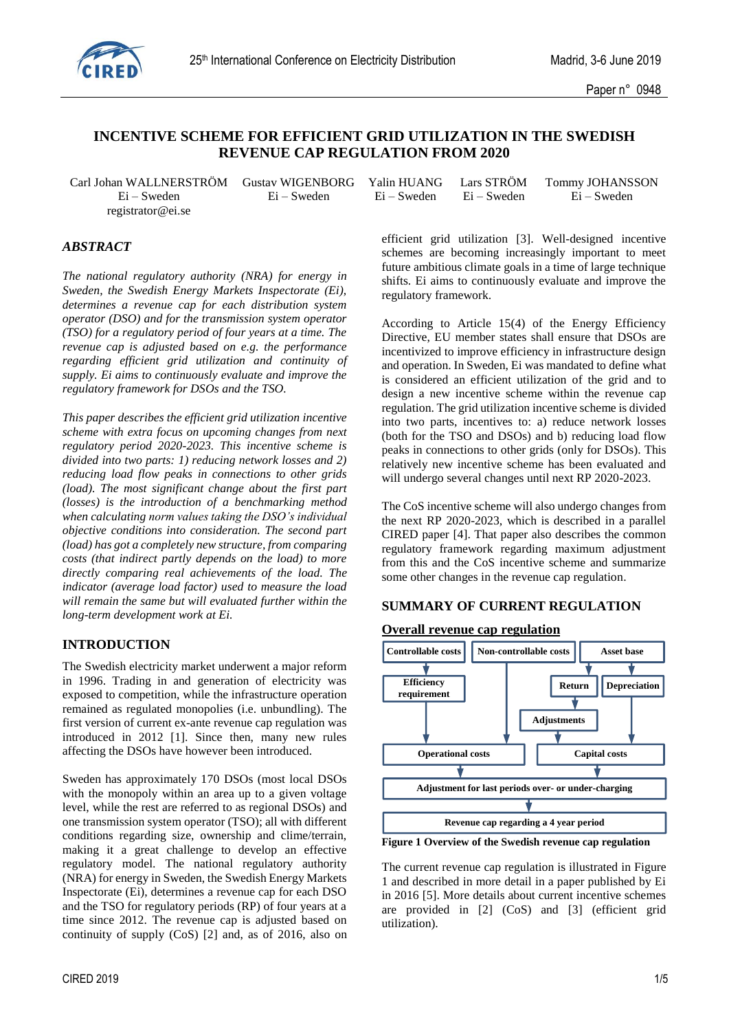# INCENTIVE SCHEME FOR EFFICIENT GRID UTILIZATION IN THE SWEDISH REVENUE CAP REGULATION FROM 2020

Carl Johan WALLNERSTRÖM, Ei – Sweden, registrator@ei.se
Gustav WIGENBORG, Ei – Sweden
Yalin HUANG, Ei – Sweden
Lars STRÖM, Ei – Sweden
Tommy JOHANSSON, Ei – Sweden

## ABSTRACT

*The national regulatory authority (NRA) for energy in Sweden, the Swedish Energy Markets Inspectorate (Ei), determines a revenue cap for each distribution system operator (DSO) and for the transmission system operator (TSO) for a regulatory period of four years at a time. The revenue cap is adjusted based on e.g. the performance regarding efficient grid utilization and continuity of supply. Ei aims to continuously evaluate and improve the regulatory framework for DSOs and the TSO.*

*This paper describes the efficient grid utilization incentive scheme with extra focus on upcoming changes from next regulatory period 2020-2023. This incentive scheme is divided into two parts: 1) reducing network losses and 2) reducing load flow peaks in connections to other grids (load). The most significant change about the first part (losses) is the introduction of a benchmarking method when calculating norm values taking the DSO's individual objective conditions into consideration. The second part (load) has got a completely new structure, from comparing costs (that indirect partly depends on the load) to more directly comparing real achievements of the load. The indicator (average load factor) used to measure the load will remain the same but will evaluated further within the long-term development work at Ei.*

## INTRODUCTION

The Swedish electricity market underwent a major reform in 1996. Trading in and generation of electricity was exposed to competition, while the infrastructure operation remained as regulated monopolies (i.e. unbundling). The first version of current ex-ante revenue cap regulation was introduced in 2012 [1]. Since then, many new rules affecting the DSOs have however been introduced.

Sweden has approximately 170 DSOs (most local DSOs with the monopoly within an area up to a given voltage level, while the rest are referred to as regional DSOs) and one transmission system operator (TSO); all with different conditions regarding size, ownership and clime/terrain, making it a great challenge to develop an effective regulatory model. The national regulatory authority (NRA) for energy in Sweden, the Swedish Energy Markets Inspectorate (Ei), determines a revenue cap for each DSO and the TSO for regulatory periods (RP) of four years at a time since 2012. The revenue cap is adjusted based on continuity of supply (CoS) [2] and, as of 2016, also on efficient grid utilization [3]. Well-designed incentive schemes are becoming increasingly important to meet future ambitious climate goals in a time of large technique shifts. Ei aims to continuously evaluate and improve the regulatory framework.

According to Article 15(4) of the Energy Efficiency Directive, EU member states shall ensure that DSOs are incentivized to improve efficiency in infrastructure design and operation. In Sweden, Ei was mandated to define what is considered an efficient utilization of the grid and to design a new incentive scheme within the revenue cap regulation. The grid utilization incentive scheme is divided into two parts, incentives to: a) reduce network losses (both for the TSO and DSOs) and b) reducing load flow peaks in connections to other grids (only for DSOs). This relatively new incentive scheme has been evaluated and will undergo several changes until next RP 2020-2023.

The CoS incentive scheme will also undergo changes from the next RP 2020-2023, which is described in a parallel CIRED paper [4]. That paper also describes the common regulatory framework regarding maximum adjustment from this and the CoS incentive scheme and summarize some other changes in the revenue cap regulation.

## SUMMARY OF CURRENT REGULATION

### Overall revenue cap regulation

Controllable costs → Efficiency requirement → Operational costs
Non-controllable costs → Operational costs
Asset base → Return → Adjustments → Capital costs
Asset base → Depreciation → Capital costs
Operational costs, Capital costs → Adjustment for last periods over- or under-charging → Revenue cap regarding a 4 year period

**Figure 1 Overview of the Swedish revenue cap regulation**

The current revenue cap regulation is illustrated in Figure 1 and described in more detail in a paper published by Ei in 2016 [5]. More details about current incentive schemes are provided in [2] (CoS) and [3] (efficient grid utilization).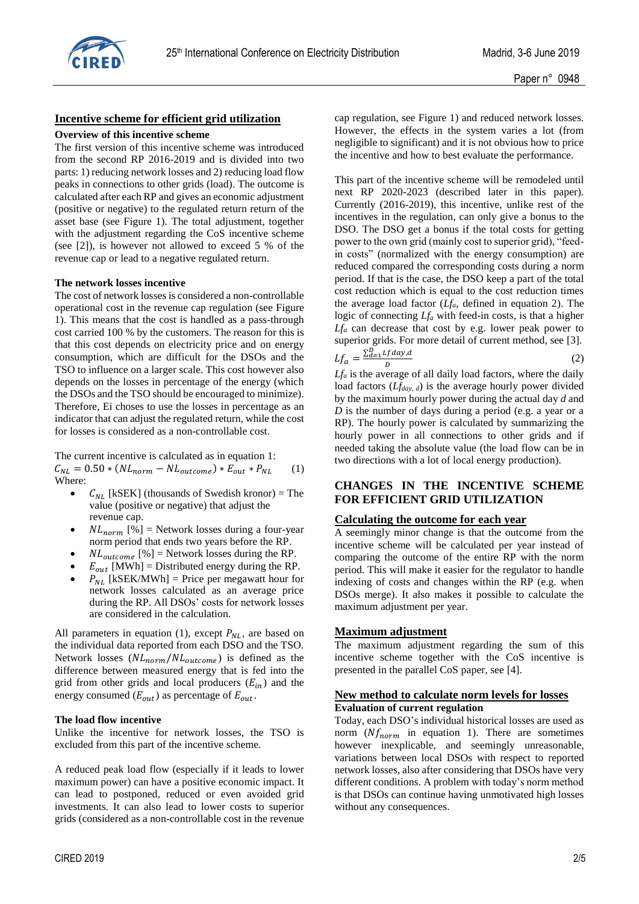## Incentive scheme for efficient grid utilization

### Overview of this incentive scheme

The first version of this incentive scheme was introduced from the second RP 2016-2019 and is divided into two parts: 1) reducing network losses and 2) reducing load flow peaks in connections to other grids (load). The outcome is calculated after each RP and gives an economic adjustment (positive or negative) to the regulated return return of the asset base (see Figure 1). The total adjustment, together with the adjustment regarding the CoS incentive scheme (see [2]), is however not allowed to exceed 5 % of the revenue cap or lead to a negative regulated return.

### The network losses incentive

The cost of network losses is considered a non-controllable operational cost in the revenue cap regulation (see Figure 1). This means that the cost is handled as a pass-through cost carried 100 % by the customers. The reason for this is that this cost depends on electricity price and on energy consumption, which are difficult for the DSOs and the TSO to influence on a larger scale. This cost however also depends on the losses in percentage of the energy (which the DSOs and the TSO should be encouraged to minimize). Therefore, Ei choses to use the losses in percentage as an indicator that can adjust the regulated return, while the cost for losses is considered as a non-controllable cost.

The current incentive is calculated as in equation 1:

$$C_{NL} = 0.50 * (NL_{norm} - NL_{outcome}) * E_{out} * P_{NL} \quad (1)$$

Where:

- $C_{NL}$ [kSEK] (thousands of Swedish kronor) = The value (positive or negative) that adjust the revenue cap.
- $NL_{norm}$ [%] = Network losses during a four-year norm period that ends two years before the RP.
- $NL_{outcome}$ [%] = Network losses during the RP.
- $E_{out}$ [MWh] = Distributed energy during the RP.
- $P_{NL}$ [kSEK/MWh] = Price per megawatt hour for network losses calculated as an average price during the RP. All DSOs' costs for network losses are considered in the calculation.

All parameters in equation (1), except $P_{NL}$, are based on the individual data reported from each DSO and the TSO. Network losses ($NL_{norm}/NL_{outcome}$) is defined as the difference between measured energy that is fed into the grid from other grids and local producers ($E_{in}$) and the energy consumed ($E_{out}$) as percentage of $E_{out}$.

### The load flow incentive

Unlike the incentive for network losses, the TSO is excluded from this part of the incentive scheme.

A reduced peak load flow (especially if it leads to lower maximum power) can have a positive economic impact. It can lead to postponed, reduced or even avoided grid investments. It can also lead to lower costs to superior grids (considered as a non-controllable cost in the revenue cap regulation, see Figure 1) and reduced network losses. However, the effects in the system varies a lot (from negligible to significant) and it is not obvious how to price the incentive and how to best evaluate the performance.

This part of the incentive scheme will be remodeled until next RP 2020-2023 (described later in this paper). Currently (2016-2019), this incentive, unlike rest of the incentives in the regulation, can only give a bonus to the DSO. The DSO get a bonus if the total costs for getting power to the own grid (mainly cost to superior grid), "feed-in costs" (normalized with the energy consumption) are reduced compared the corresponding costs during a norm period. If that is the case, the DSO keep a part of the total cost reduction which is equal to the cost reduction times the average load factor ($Lf_a$, defined in equation 2). The logic of connecting $Lf_a$ with feed-in costs, is that a higher $Lf_a$ can decrease that cost by e.g. lower peak power to superior grids. For more detail of current method, see [3].

$$Lf_a = \frac{\sum_{d=1}^{D} Lf\,day,d}{D} \quad (2)$$

$Lf_a$ is the average of all daily load factors, where the daily load factors ($Lf_{day,\,d}$) is the average hourly power divided by the maximum hourly power during the actual day $d$ and $D$ is the number of days during a period (e.g. a year or a RP). The hourly power is calculated by summarizing the hourly power in all connections to other grids and if needed taking the absolute value (the load flow can be in two directions with a lot of local energy production).

# CHANGES IN THE INCENTIVE SCHEME FOR EFFICIENT GRID UTILIZATION

## Calculating the outcome for each year

A seemingly minor change is that the outcome from the incentive scheme will be calculated per year instead of comparing the outcome of the entire RP with the norm period. This will make it easier for the regulator to handle indexing of costs and changes within the RP (e.g. when DSOs merge). It also makes it possible to calculate the maximum adjustment per year.

## Maximum adjustment

The maximum adjustment regarding the sum of this incentive scheme together with the CoS incentive is presented in the parallel CoS paper, see [4].

## New method to calculate norm levels for losses

### Evaluation of current regulation

Today, each DSO's individual historical losses are used as norm ($Nf_{norm}$ in equation 1). There are sometimes however inexplicable, and seemingly unreasonable, variations between local DSOs with respect to reported network losses, also after considering that DSOs have very different conditions. A problem with today's norm method is that DSOs can continue having unmotivated high losses without any consequences.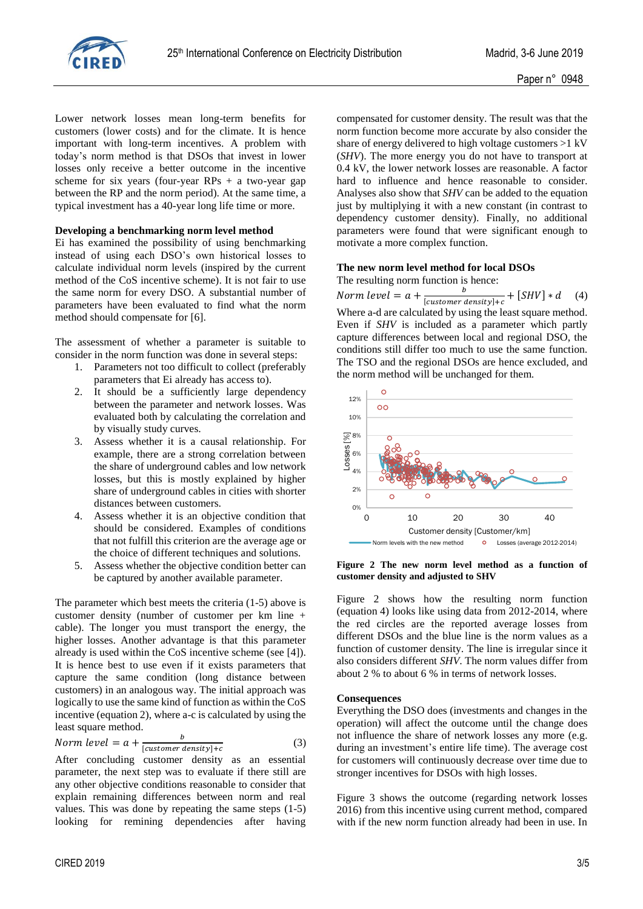Lower network losses mean long-term benefits for customers (lower costs) and for the climate. It is hence important with long-term incentives. A problem with today's norm method is that DSOs that invest in lower losses only receive a better outcome in the incentive scheme for six years (four-year RPs + a two-year gap between the RP and the norm period). At the same time, a typical investment has a 40-year long life time or more.

**Developing a benchmarking norm level method**

Ei has examined the possibility of using benchmarking instead of using each DSO's own historical losses to calculate individual norm levels (inspired by the current method of the CoS incentive scheme). It is not fair to use the same norm for every DSO. A substantial number of parameters have been evaluated to find what the norm method should compensate for [6].

The assessment of whether a parameter is suitable to consider in the norm function was done in several steps:

1. Parameters not too difficult to collect (preferably parameters that Ei already has access to).
2. It should be a sufficiently large dependency between the parameter and network losses. Was evaluated both by calculating the correlation and by visually study curves.
3. Assess whether it is a causal relationship. For example, there are a strong correlation between the share of underground cables and low network losses, but this is mostly explained by higher share of underground cables in cities with shorter distances between customers.
4. Assess whether it is an objective condition that should be considered. Examples of conditions that not fulfill this criterion are the average age or the choice of different techniques and solutions.
5. Assess whether the objective condition better can be captured by another available parameter.

The parameter which best meets the criteria (1-5) above is customer density (number of customer per km line + cable). The longer you must transport the energy, the higher losses. Another advantage is that this parameter already is used within the CoS incentive scheme (see [4]). It is hence best to use even if it exists parameters that capture the same condition (long distance between customers) in an analogous way. The initial approach was logically to use the same kind of function as within the CoS incentive (equation 2), where a-c is calculated by using the least square method.

$$Norm\ level = a + \frac{b}{[customer\ density] + c} \qquad (3)$$

After concluding customer density as an essential parameter, the next step was to evaluate if there still are any other objective conditions reasonable to consider that explain remaining differences between norm and real values. This was done by repeating the same steps (1-5) looking for remining dependencies after having compensated for customer density. The result was that the norm function become more accurate by also consider the share of energy delivered to high voltage customers >1 kV (*SHV*). The more energy you do not have to transport at 0.4 kV, the lower network losses are reasonable. A factor hard to influence and hence reasonable to consider. Analyses also show that *SHV* can be added to the equation just by multiplying it with a new constant (in contrast to dependency customer density). Finally, no additional parameters were found that were significant enough to motivate a more complex function.

**The new norm level method for local DSOs**

The resulting norm function is hence:

$$Norm\ level = a + \frac{b}{[customer\ density] + c} + [SHV] * d \qquad (4)$$

Where a-d are calculated by using the least square method. Even if *SHV* is included as a parameter which partly capture differences between local and regional DSO, the conditions still differ too much to use the same function. The TSO and the regional DSOs are hence excluded, and the norm method will be unchanged for them.

**Figure 2 The new norm level method as a function of customer density and adjusted to SHV**

Figure 2 shows how the resulting norm function (equation 4) looks like using data from 2012-2014, where the red circles are the reported average losses from different DSOs and the blue line is the norm values as a function of customer density. The line is irregular since it also considers different *SHV*. The norm values differ from about 2 % to about 6 % in terms of network losses.

**Consequences**

Everything the DSO does (investments and changes in the operation) will affect the outcome until the change does not influence the share of network losses any more (e.g. during an investment's entire life time). The average cost for customers will continuously decrease over time due to stronger incentives for DSOs with high losses.

Figure 3 shows the outcome (regarding network losses 2016) from this incentive using current method, compared with if the new norm function already had been in use. In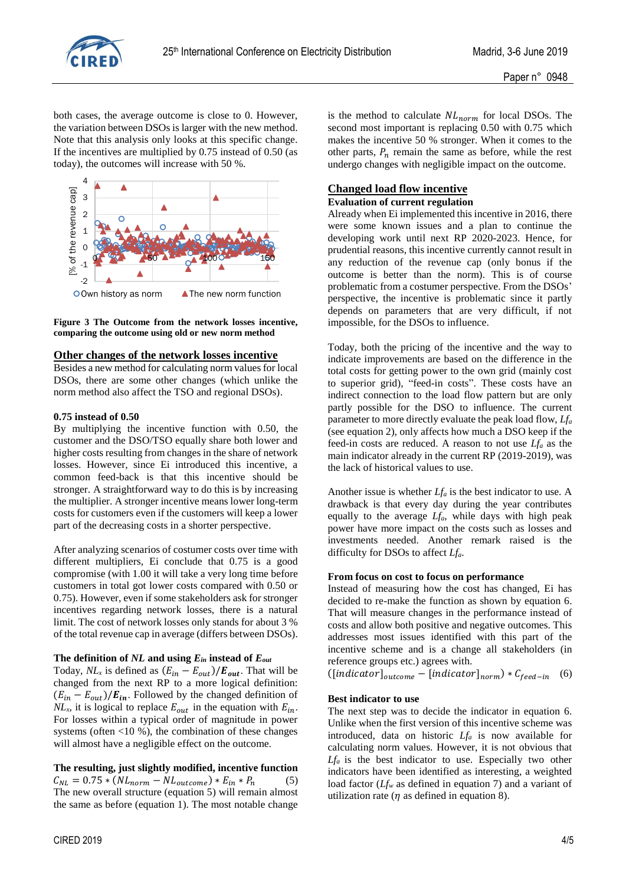both cases, the average outcome is close to 0. However, the variation between DSOs is larger with the new method. Note that this analysis only looks at this specific change. If the incentives are multiplied by 0.75 instead of 0.50 (as today), the outcomes will increase with 50 %.

**Figure 3 The Outcome from the network losses incentive, comparing the outcome using old or new norm method**

## Other changes of the network losses incentive

Besides a new method for calculating norm values for local DSOs, there are some other changes (which unlike the norm method also affect the TSO and regional DSOs).

### 0.75 instead of 0.50

By multiplying the incentive function with 0.50, the customer and the DSO/TSO equally share both lower and higher costs resulting from changes in the share of network losses. However, since Ei introduced this incentive, a common feed-back is that this incentive should be stronger. A straightforward way to do this is by increasing the multiplier. A stronger incentive means lower long-term costs for customers even if the customers will keep a lower part of the decreasing costs in a shorter perspective.

After analyzing scenarios of costumer costs over time with different multipliers, Ei conclude that 0.75 is a good compromise (with 1.00 it will take a very long time before customers in total got lower costs compared with 0.50 or 0.75). However, even if some stakeholders ask for stronger incentives regarding network losses, there is a natural limit. The cost of network losses only stands for about 3 % of the total revenue cap in average (differs between DSOs).

### The definition of *NL* and using $E_{in}$ instead of $E_{out}$

Today, $NL_x$ is defined as $(E_{in} - E_{out})/\boldsymbol{E_{out}}$. That will be changed from the next RP to a more logical definition: $(E_{in} - E_{out})/\boldsymbol{E_{in}}$. Followed by the changed definition of $NL_x$, it is logical to replace $E_{out}$ in the equation with $E_{in}$. For losses within a typical order of magnitude in power systems (often <10 %), the combination of these changes will almost have a negligible effect on the outcome.

### The resulting, just slightly modified, incentive function

$$C_{NL} = 0.75 * (NL_{norm} - NL_{outcome}) * E_{in} * P_n \quad (5)$$

The new overall structure (equation 5) will remain almost the same as before (equation 1). The most notable change is the method to calculate $NL_{norm}$ for local DSOs. The second most important is replacing 0.50 with 0.75 which makes the incentive 50 % stronger. When it comes to the other parts, $P_n$ remain the same as before, while the rest undergo changes with negligible impact on the outcome.

## Changed load flow incentive

### Evaluation of current regulation

Already when Ei implemented this incentive in 2016, there were some known issues and a plan to continue the developing work until next RP 2020-2023. Hence, for prudential reasons, this incentive currently cannot result in any reduction of the revenue cap (only bonus if the outcome is better than the norm). This is of course problematic from a costumer perspective. From the DSOs' perspective, the incentive is problematic since it partly depends on parameters that are very difficult, if not impossible, for the DSOs to influence.

Today, both the pricing of the incentive and the way to indicate improvements are based on the difference in the total costs for getting power to the own grid (mainly cost to superior grid), "feed-in costs". These costs have an indirect connection to the load flow pattern but are only partly possible for the DSO to influence. The current parameter to more directly evaluate the peak load flow, $Lf_a$ (see equation 2), only affects how much a DSO keep if the feed-in costs are reduced. A reason to not use $Lf_a$ as the main indicator already in the current RP (2019-2019), was the lack of historical values to use.

Another issue is whether $Lf_a$ is the best indicator to use. A drawback is that every day during the year contributes equally to the average $Lf_a$, while days with high peak power have more impact on the costs such as losses and investments needed. Another remark raised is the difficulty for DSOs to affect $Lf_a$.

### From focus on cost to focus on performance

Instead of measuring how the cost has changed, Ei has decided to re-make the function as shown by equation 6. That will measure changes in the performance instead of costs and allow both positive and negative outcomes. This addresses most issues identified with this part of the incentive scheme and is a change all stakeholders (in reference groups etc.) agrees with.

$$([indicator]_{outcome} - [indicator]_{norm}) * C_{feed-in} \quad (6)$$

### Best indicator to use

The next step was to decide the indicator in equation 6. Unlike when the first version of this incentive scheme was introduced, data on historic $Lf_a$ is now available for calculating norm values. However, it is not obvious that $Lf_a$ is the best indicator to use. Especially two other indicators have been identified as interesting, a weighted load factor ($Lf_w$ as defined in equation 7) and a variant of utilization rate ($\eta$ as defined in equation 8).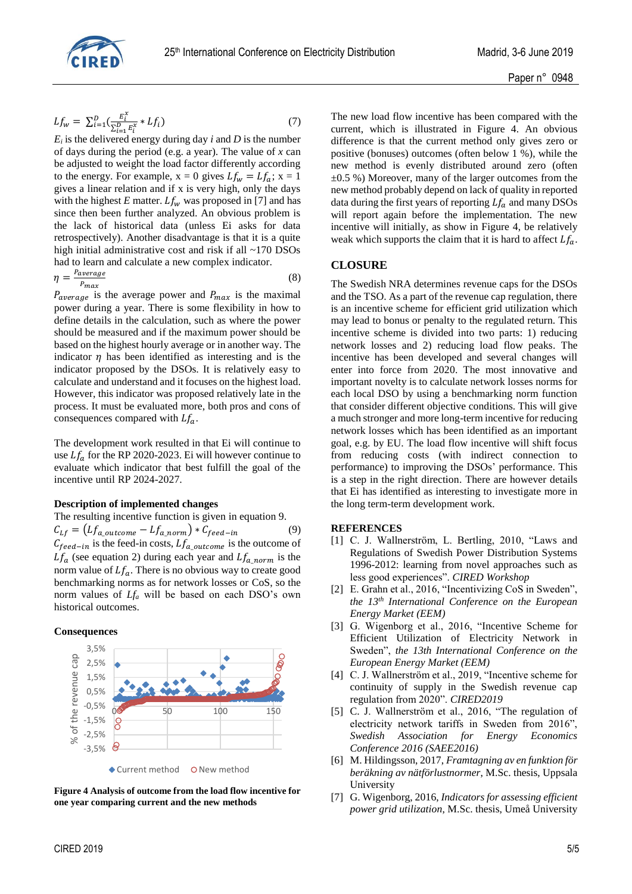$$Lf_w = \sum_{i=1}^{D}\left(\frac{E_i^x}{\sum_{i=1}^{D} E_i^x} * Lf_i\right) \quad (7)$$

$E_i$ is the delivered energy during day $i$ and $D$ is the number of days during the period (e.g. a year). The value of $x$ can be adjusted to weight the load factor differently according to the energy. For example, x = 0 gives $Lf_w = Lf_a$; x = 1 gives a linear relation and if x is very high, only the days with the highest $E$ matter. $Lf_w$ was proposed in [7] and has since then been further analyzed. An obvious problem is the lack of historical data (unless Ei asks for data retrospectively). Another disadvantage is that it is a quite high initial administrative cost and risk if all ~170 DSOs had to learn and calculate a new complex indicator.

$$\eta = \frac{P_{average}}{P_{max}} \quad (8)$$

$P_{average}$ is the average power and $P_{max}$ is the maximal power during a year. There is some flexibility in how to define details in the calculation, such as where the power should be measured and if the maximum power should be based on the highest hourly average or in another way. The indicator $\eta$ has been identified as interesting and is the indicator proposed by the DSOs. It is relatively easy to calculate and understand and it focuses on the highest load. However, this indicator was proposed relatively late in the process. It must be evaluated more, both pros and cons of consequences compared with $Lf_a$.

The development work resulted in that Ei will continue to use $Lf_a$ for the RP 2020-2023. Ei will however continue to evaluate which indicator that best fulfill the goal of the incentive until RP 2024-2027.

### Description of implemented changes

The resulting incentive function is given in equation 9.

$$C_{Lf} = \left(Lf_{a\_outcome} - Lf_{a\_norm}\right) * C_{feed-in} \quad (9)$$

$C_{feed-in}$ is the feed-in costs, $Lf_{a\_outcome}$ is the outcome of $Lf_a$ (see equation 2) during each year and $Lf_{a\_norm}$ is the norm value of $Lf_a$. There is no obvious way to create good benchmarking norms as for network losses or CoS, so the norm values of $Lf_a$ will be based on each DSO's own historical outcomes.

### Consequences

% of the revenue cap
3,5%
2,5%
1,5%
0,5%
-0,5%
-1,5%
-2,5%
-3,5%
0
50
100
150
Current method
New method

**Figure 4 Analysis of outcome from the load flow incentive for one year comparing current and the new methods**

The new load flow incentive has been compared with the current, which is illustrated in Figure 4. An obvious difference is that the current method only gives zero or positive (bonuses) outcomes (often below 1 %), while the new method is evenly distributed around zero (often ±0.5 %) Moreover, many of the larger outcomes from the new method probably depend on lack of quality in reported data during the first years of reporting $Lf_a$ and many DSOs will report again before the implementation. The new incentive will initially, as show in Figure 4, be relatively weak which supports the claim that it is hard to affect $Lf_a$.

## CLOSURE

The Swedish NRA determines revenue caps for the DSOs and the TSO. As a part of the revenue cap regulation, there is an incentive scheme for efficient grid utilization which may lead to bonus or penalty to the regulated return. This incentive scheme is divided into two parts: 1) reducing network losses and 2) reducing load flow peaks. The incentive has been developed and several changes will enter into force from 2020. The most innovative and important novelty is to calculate network losses norms for each local DSO by using a benchmarking norm function that consider different objective conditions. This will give a much stronger and more long-term incentive for reducing network losses which has been identified as an important goal, e.g. by EU. The load flow incentive will shift focus from reducing costs (with indirect connection to performance) to improving the DSOs' performance. This is a step in the right direction. There are however details that Ei has identified as interesting to investigate more in the long term-term development work.

## REFERENCES

[1] C. J. Wallnerström, L. Bertling, 2010, "Laws and Regulations of Swedish Power Distribution Systems 1996-2012: learning from novel approaches such as less good experiences". *CIRED Workshop*

[2] E. Grahn et al., 2016, "Incentivizing CoS in Sweden", *the 13th International Conference on the European Energy Market (EEM)*

[3] G. Wigenborg et al., 2016, "Incentive Scheme for Efficient Utilization of Electricity Network in Sweden", *the 13th International Conference on the European Energy Market (EEM)*

[4] C. J. Wallnerström et al., 2019, "Incentive scheme for continuity of supply in the Swedish revenue cap regulation from 2020". *CIRED2019*

[5] C. J. Wallnerström et al., 2016, "The regulation of electricity network tariffs in Sweden from 2016", *Swedish Association for Energy Economics Conference 2016 (SAEE2016)*

[6] M. Hildingsson, 2017, *Framtagning av en funktion för beräkning av nätförlustnormer*, M.Sc. thesis, Uppsala University

[7] G. Wigenborg, 2016, *Indicators for assessing efficient power grid utilization*, M.Sc. thesis, Umeå University